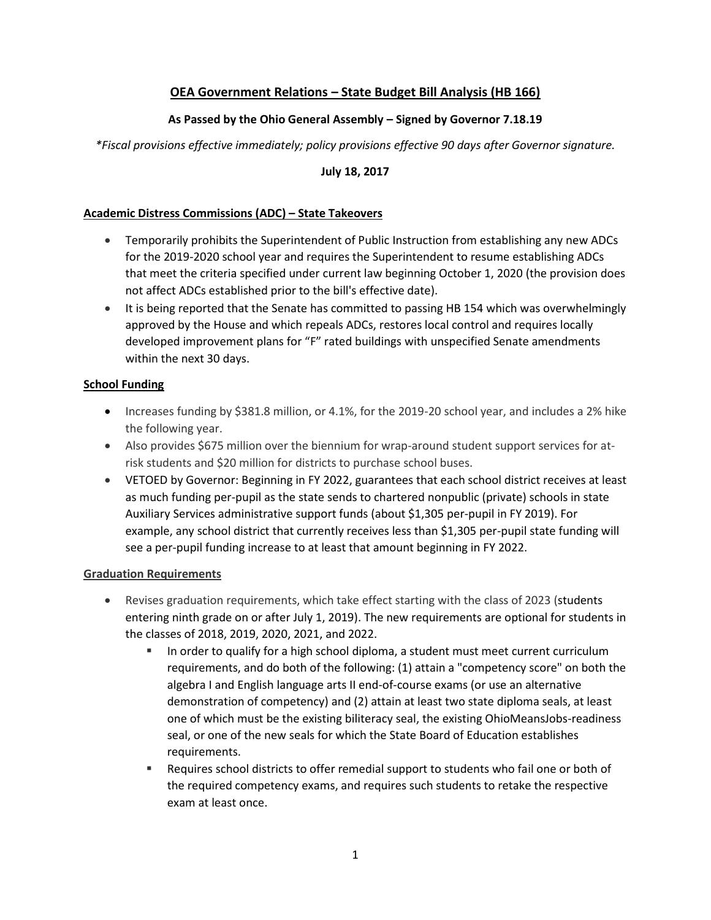# OEA Government Relations – State Budget Bill Analysis (HB 166)

**As Passed by the Ohio General Assembly – Signed by Governor 7.18.19**

*\*Fiscal provisions effective immediately; policy provisions effective 90 days after Governor signature.*

**July 18, 2017**

## Academic Distress Commissions (ADC) – State Takeovers

- Temporarily prohibits the Superintendent of Public Instruction from establishing any new ADCs for the 2019-2020 school year and requires the Superintendent to resume establishing ADCs that meet the criteria specified under current law beginning October 1, 2020 (the provision does not affect ADCs established prior to the bill's effective date).
- It is being reported that the Senate has committed to passing HB 154 which was overwhelmingly approved by the House and which repeals ADCs, restores local control and requires locally developed improvement plans for "F" rated buildings with unspecified Senate amendments within the next 30 days.

## School Funding

- Increases funding by $381.8 million, or 4.1%, for the 2019-20 school year, and includes a 2% hike the following year.
- Also provides $675 million over the biennium for wrap-around student support services for at-risk students and $20 million for districts to purchase school buses.
- VETOED by Governor: Beginning in FY 2022, guarantees that each school district receives at least as much funding per-pupil as the state sends to chartered nonpublic (private) schools in state Auxiliary Services administrative support funds (about $1,305 per-pupil in FY 2019). For example, any school district that currently receives less than $1,305 per-pupil state funding will see a per-pupil funding increase to at least that amount beginning in FY 2022.

## Graduation Requirements

- Revises graduation requirements, which take effect starting with the class of 2023 (students entering ninth grade on or after July 1, 2019). The new requirements are optional for students in the classes of 2018, 2019, 2020, 2021, and 2022.
  - In order to qualify for a high school diploma, a student must meet current curriculum requirements, and do both of the following: (1) attain a "competency score" on both the algebra I and English language arts II end-of-course exams (or use an alternative demonstration of competency) and (2) attain at least two state diploma seals, at least one of which must be the existing biliteracy seal, the existing OhioMeansJobs-readiness seal, or one of the new seals for which the State Board of Education establishes requirements.
  - Requires school districts to offer remedial support to students who fail one or both of the required competency exams, and requires such students to retake the respective exam at least once.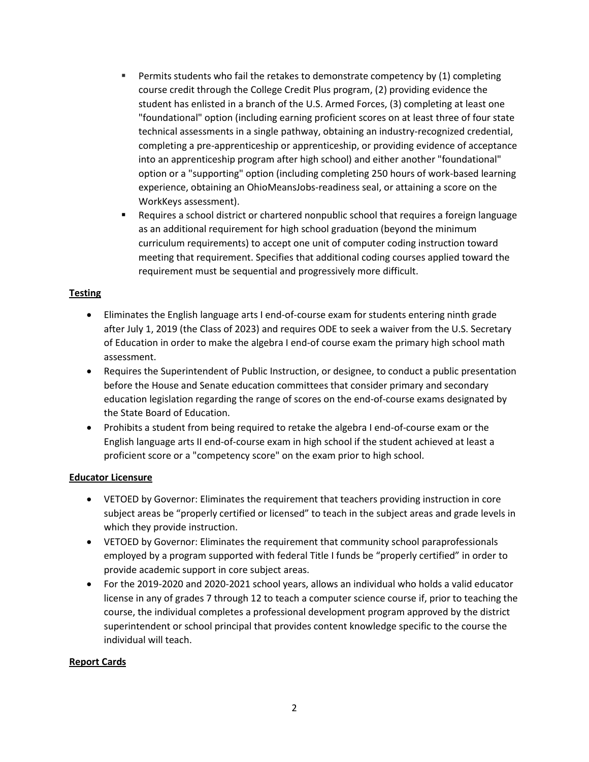- Permits students who fail the retakes to demonstrate competency by (1) completing course credit through the College Credit Plus program, (2) providing evidence the student has enlisted in a branch of the U.S. Armed Forces, (3) completing at least one "foundational" option (including earning proficient scores on at least three of four state technical assessments in a single pathway, obtaining an industry-recognized credential, completing a pre-apprenticeship or apprenticeship, or providing evidence of acceptance into an apprenticeship program after high school) and either another "foundational" option or a "supporting" option (including completing 250 hours of work-based learning experience, obtaining an OhioMeansJobs-readiness seal, or attaining a score on the WorkKeys assessment).
- Requires a school district or chartered nonpublic school that requires a foreign language as an additional requirement for high school graduation (beyond the minimum curriculum requirements) to accept one unit of computer coding instruction toward meeting that requirement. Specifies that additional coding courses applied toward the requirement must be sequential and progressively more difficult.

**Testing**

- Eliminates the English language arts I end-of-course exam for students entering ninth grade after July 1, 2019 (the Class of 2023) and requires ODE to seek a waiver from the U.S. Secretary of Education in order to make the algebra I end-of course exam the primary high school math assessment.
- Requires the Superintendent of Public Instruction, or designee, to conduct a public presentation before the House and Senate education committees that consider primary and secondary education legislation regarding the range of scores on the end-of-course exams designated by the State Board of Education.
- Prohibits a student from being required to retake the algebra I end-of-course exam or the English language arts II end-of-course exam in high school if the student achieved at least a proficient score or a "competency score" on the exam prior to high school.

**Educator Licensure**

- VETOED by Governor: Eliminates the requirement that teachers providing instruction in core subject areas be "properly certified or licensed" to teach in the subject areas and grade levels in which they provide instruction.
- VETOED by Governor: Eliminates the requirement that community school paraprofessionals employed by a program supported with federal Title I funds be "properly certified" in order to provide academic support in core subject areas.
- For the 2019-2020 and 2020-2021 school years, allows an individual who holds a valid educator license in any of grades 7 through 12 to teach a computer science course if, prior to teaching the course, the individual completes a professional development program approved by the district superintendent or school principal that provides content knowledge specific to the course the individual will teach.

**Report Cards**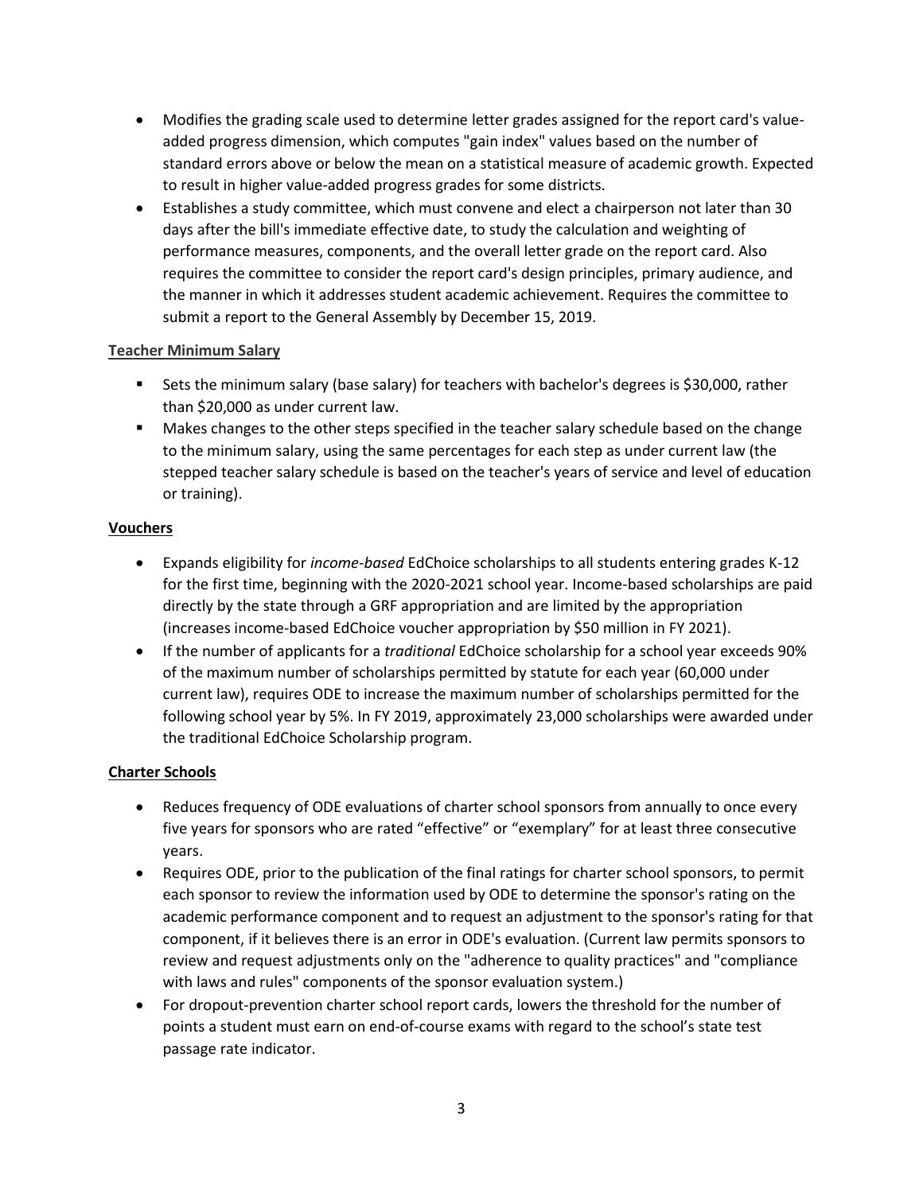- Modifies the grading scale used to determine letter grades assigned for the report card's value-added progress dimension, which computes "gain index" values based on the number of standard errors above or below the mean on a statistical measure of academic growth. Expected to result in higher value-added progress grades for some districts.
- Establishes a study committee, which must convene and elect a chairperson not later than 30 days after the bill's immediate effective date, to study the calculation and weighting of performance measures, components, and the overall letter grade on the report card. Also requires the committee to consider the report card's design principles, primary audience, and the manner in which it addresses student academic achievement. Requires the committee to submit a report to the General Assembly by December 15, 2019.

**Teacher Minimum Salary**

- Sets the minimum salary (base salary) for teachers with bachelor's degrees is $30,000, rather than $20,000 as under current law.
- Makes changes to the other steps specified in the teacher salary schedule based on the change to the minimum salary, using the same percentages for each step as under current law (the stepped teacher salary schedule is based on the teacher's years of service and level of education or training).

**Vouchers**

- Expands eligibility for *income-based* EdChoice scholarships to all students entering grades K-12 for the first time, beginning with the 2020-2021 school year. Income-based scholarships are paid directly by the state through a GRF appropriation and are limited by the appropriation (increases income-based EdChoice voucher appropriation by $50 million in FY 2021).
- If the number of applicants for a *traditional* EdChoice scholarship for a school year exceeds 90% of the maximum number of scholarships permitted by statute for each year (60,000 under current law), requires ODE to increase the maximum number of scholarships permitted for the following school year by 5%. In FY 2019, approximately 23,000 scholarships were awarded under the traditional EdChoice Scholarship program.

**Charter Schools**

- Reduces frequency of ODE evaluations of charter school sponsors from annually to once every five years for sponsors who are rated “effective” or “exemplary” for at least three consecutive years.
- Requires ODE, prior to the publication of the final ratings for charter school sponsors, to permit each sponsor to review the information used by ODE to determine the sponsor's rating on the academic performance component and to request an adjustment to the sponsor's rating for that component, if it believes there is an error in ODE's evaluation. (Current law permits sponsors to review and request adjustments only on the "adherence to quality practices" and "compliance with laws and rules" components of the sponsor evaluation system.)
- For dropout-prevention charter school report cards, lowers the threshold for the number of points a student must earn on end-of-course exams with regard to the school’s state test passage rate indicator.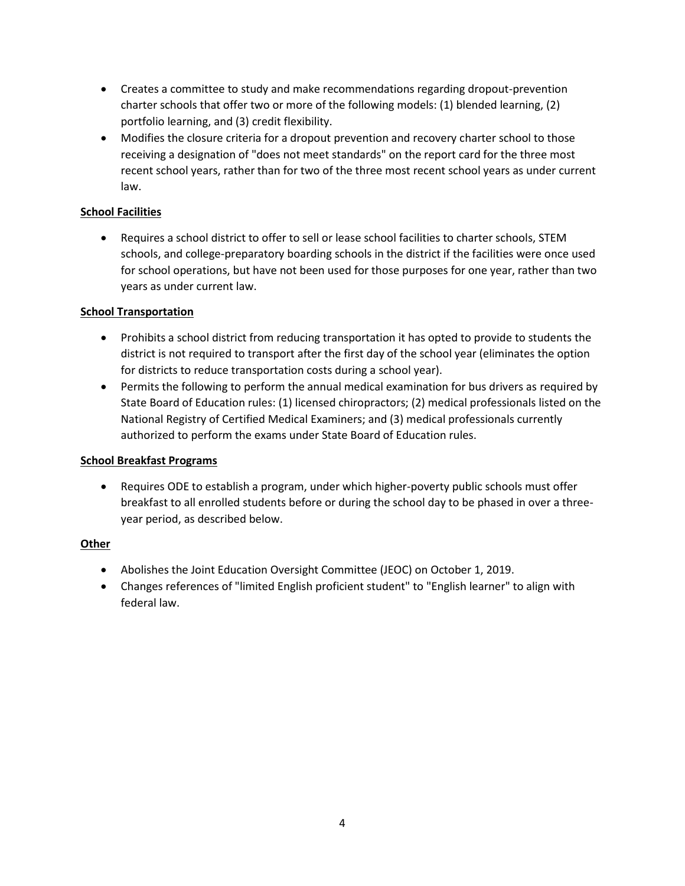- Creates a committee to study and make recommendations regarding dropout-prevention charter schools that offer two or more of the following models: (1) blended learning, (2) portfolio learning, and (3) credit flexibility.
- Modifies the closure criteria for a dropout prevention and recovery charter school to those receiving a designation of "does not meet standards" on the report card for the three most recent school years, rather than for two of the three most recent school years as under current law.

**School Facilities**

- Requires a school district to offer to sell or lease school facilities to charter schools, STEM schools, and college-preparatory boarding schools in the district if the facilities were once used for school operations, but have not been used for those purposes for one year, rather than two years as under current law.

**School Transportation**

- Prohibits a school district from reducing transportation it has opted to provide to students the district is not required to transport after the first day of the school year (eliminates the option for districts to reduce transportation costs during a school year).
- Permits the following to perform the annual medical examination for bus drivers as required by State Board of Education rules: (1) licensed chiropractors; (2) medical professionals listed on the National Registry of Certified Medical Examiners; and (3) medical professionals currently authorized to perform the exams under State Board of Education rules.

**School Breakfast Programs**

- Requires ODE to establish a program, under which higher-poverty public schools must offer breakfast to all enrolled students before or during the school day to be phased in over a three-year period, as described below.

**Other**

- Abolishes the Joint Education Oversight Committee (JEOC) on October 1, 2019.
- Changes references of "limited English proficient student" to "English learner" to align with federal law.